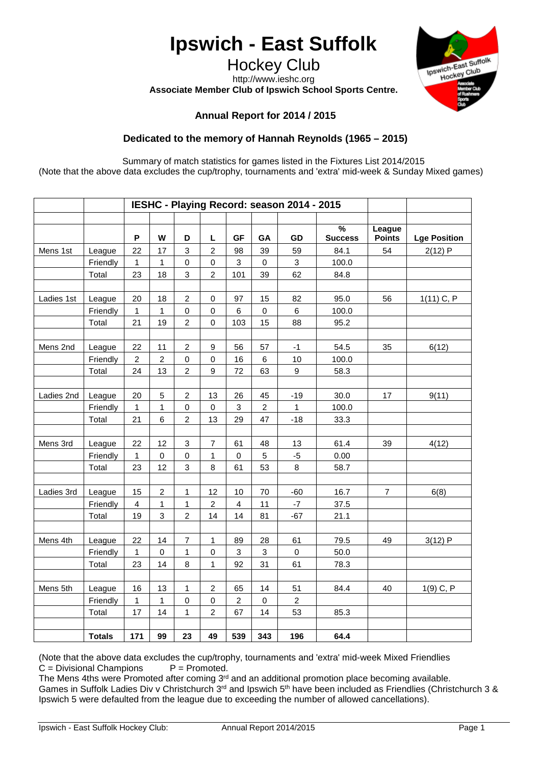# Ipswich - East Suffolk

## Hockey Club

http://www.ieshc.org

**Associate Member Club of Ipswich School Sports Centre.**

### Annual Report for 2014 / 2015

### Dedicated to the memory of Hannah Reynolds (1965 – 2015)

Summary of match statistics for games listed in the Fixtures List 2014/2015
(Note that the above data excludes the cup/trophy, tournaments and 'extra' mid-week & Sunday Mixed games)

| | | IESHC - Playing Record: season 2014 - 2015 | | | | | | | | | |
|---|---|---|---|---|---|---|---|---|---|---|---|
| | | **P** | **W** | **D** | **L** | **GF** | **GA** | **GD** | **% Success** | **League Points** | **Lge Position** |
| Mens 1st | League | 22 | 17 | 3 | 2 | 98 | 39 | 59 | 84.1 | 54 | 2(12) P |
| | Friendly | 1 | 1 | 0 | 0 | 3 | 0 | 3 | 100.0 | | |
| | Total | 23 | 18 | 3 | 2 | 101 | 39 | 62 | 84.8 | | |
| Ladies 1st | League | 20 | 18 | 2 | 0 | 97 | 15 | 82 | 95.0 | 56 | 1(11) C, P |
| | Friendly | 1 | 1 | 0 | 0 | 6 | 0 | 6 | 100.0 | | |
| | Total | 21 | 19 | 2 | 0 | 103 | 15 | 88 | 95.2 | | |
| Mens 2nd | League | 22 | 11 | 2 | 9 | 56 | 57 | -1 | 54.5 | 35 | 6(12) |
| | Friendly | 2 | 2 | 0 | 0 | 16 | 6 | 10 | 100.0 | | |
| | Total | 24 | 13 | 2 | 9 | 72 | 63 | 9 | 58.3 | | |
| Ladies 2nd | League | 20 | 5 | 2 | 13 | 26 | 45 | -19 | 30.0 | 17 | 9(11) |
| | Friendly | 1 | 1 | 0 | 0 | 3 | 2 | 1 | 100.0 | | |
| | Total | 21 | 6 | 2 | 13 | 29 | 47 | -18 | 33.3 | | |
| Mens 3rd | League | 22 | 12 | 3 | 7 | 61 | 48 | 13 | 61.4 | 39 | 4(12) |
| | Friendly | 1 | 0 | 0 | 1 | 0 | 5 | -5 | 0.00 | | |
| | Total | 23 | 12 | 3 | 8 | 61 | 53 | 8 | 58.7 | | |
| Ladies 3rd | League | 15 | 2 | 1 | 12 | 10 | 70 | -60 | 16.7 | 7 | 6(8) |
| | Friendly | 4 | 1 | 1 | 2 | 4 | 11 | -7 | 37.5 | | |
| | Total | 19 | 3 | 2 | 14 | 14 | 81 | -67 | 21.1 | | |
| Mens 4th | League | 22 | 14 | 7 | 1 | 89 | 28 | 61 | 79.5 | 49 | 3(12) P |
| | Friendly | 1 | 0 | 1 | 0 | 3 | 3 | 0 | 50.0 | | |
| | Total | 23 | 14 | 8 | 1 | 92 | 31 | 61 | 78.3 | | |
| Mens 5th | League | 16 | 13 | 1 | 2 | 65 | 14 | 51 | 84.4 | 40 | 1(9) C, P |
| | Friendly | 1 | 1 | 0 | 0 | 2 | 0 | 2 | | | |
| | Total | 17 | 14 | 1 | 2 | 67 | 14 | 53 | 85.3 | | |
| | **Totals** | **171** | **99** | **23** | **49** | **539** | **343** | **196** | **64.4** | | |

(Note that the above data excludes the cup/trophy, tournaments and 'extra' mid-week Mixed Friendlies
C = Divisional Champions P = Promoted.
The Mens 4ths were Promoted after coming 3rd and an additional promotion place becoming available.
Games in Suffolk Ladies Div v Christchurch 3rd and Ipswich 5th have been included as Friendlies (Christchurch 3 & Ipswich 5 were defaulted from the league due to exceeding the number of allowed cancellations).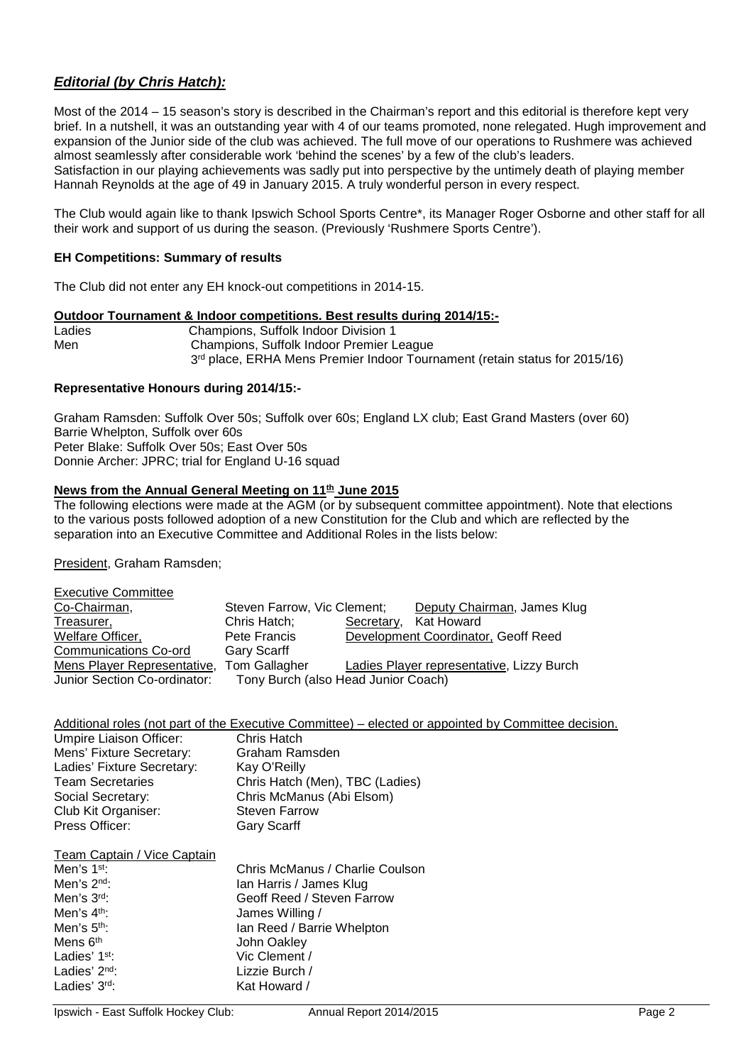## ***Editorial (by Chris Hatch):***

Most of the 2014 – 15 season's story is described in the Chairman's report and this editorial is therefore kept very brief. In a nutshell, it was an outstanding year with 4 of our teams promoted, none relegated. Hugh improvement and expansion of the Junior side of the club was achieved. The full move of our operations to Rushmere was achieved almost seamlessly after considerable work 'behind the scenes' by a few of the club's leaders.
Satisfaction in our playing achievements was sadly put into perspective by the untimely death of playing member Hannah Reynolds at the age of 49 in January 2015. A truly wonderful person in every respect.

The Club would again like to thank Ipswich School Sports Centre*, its Manager Roger Osborne and other staff for all their work and support of us during the season. (Previously 'Rushmere Sports Centre').

**EH Competitions: Summary of results**

The Club did not enter any EH knock-out competitions in 2014-15.

**Outdoor Tournament & Indoor competitions. Best results during 2014/15:-**

| | |
|---|---|
| Ladies | Champions, Suffolk Indoor Division 1 |
| Men | Champions, Suffolk Indoor Premier League |
| | 3rd place, ERHA Mens Premier Indoor Tournament (retain status for 2015/16) |

**Representative Honours during 2014/15:-**

Graham Ramsden: Suffolk Over 50s; Suffolk over 60s; England LX club; East Grand Masters (over 60)
Barrie Whelpton, Suffolk over 60s
Peter Blake: Suffolk Over 50s; East Over 50s
Donnie Archer: JPRC; trial for England U-16 squad

**News from the Annual General Meeting on 11th June 2015**

The following elections were made at the AGM (or by subsequent committee appointment). Note that elections to the various posts followed adoption of a new Constitution for the Club and which are reflected by the separation into an Executive Committee and Additional Roles in the lists below:

President, Graham Ramsden;

**Executive Committee**

| | | | |
|---|---|---|---|
| Co-Chairman, | Steven Farrow, Vic Clement; | Deputy Chairman, | James Klug |
| Treasurer, | Chris Hatch; | Secretary, | Kat Howard |
| Welfare Officer, | Pete Francis | Development Coordinator, | Geoff Reed |
| Communications Co-ord | Gary Scarff | | |
| Mens Player Representative, | Tom Gallagher | Ladies Player representative, | Lizzy Burch |
| Junior Section Co-ordinator: | Tony Burch (also Head Junior Coach) | | |

**Additional roles (not part of the Executive Committee) – elected or appointed by Committee decision.**

| | |
|---|---|
| Umpire Liaison Officer: | Chris Hatch |
| Mens' Fixture Secretary: | Graham Ramsden |
| Ladies' Fixture Secretary: | Kay O'Reilly |
| Team Secretaries | Chris Hatch (Men), TBC (Ladies) |
| Social Secretary: | Chris McManus (Abi Elsom) |
| Club Kit Organiser: | Steven Farrow |
| Press Officer: | Gary Scarff |

**Team Captain / Vice Captain**

| | |
|---|---|
| Men's 1st: | Chris McManus / Charlie Coulson |
| Men's 2nd: | Ian Harris / James Klug |
| Men's 3rd: | Geoff Reed / Steven Farrow |
| Men's 4th: | James Willing / |
| Men's 5th: | Ian Reed / Barrie Whelpton |
| Mens 6th | John Oakley |
| Ladies' 1st: | Vic Clement / |
| Ladies' 2nd: | Lizzie Burch / |
| Ladies' 3rd: | Kat Howard / |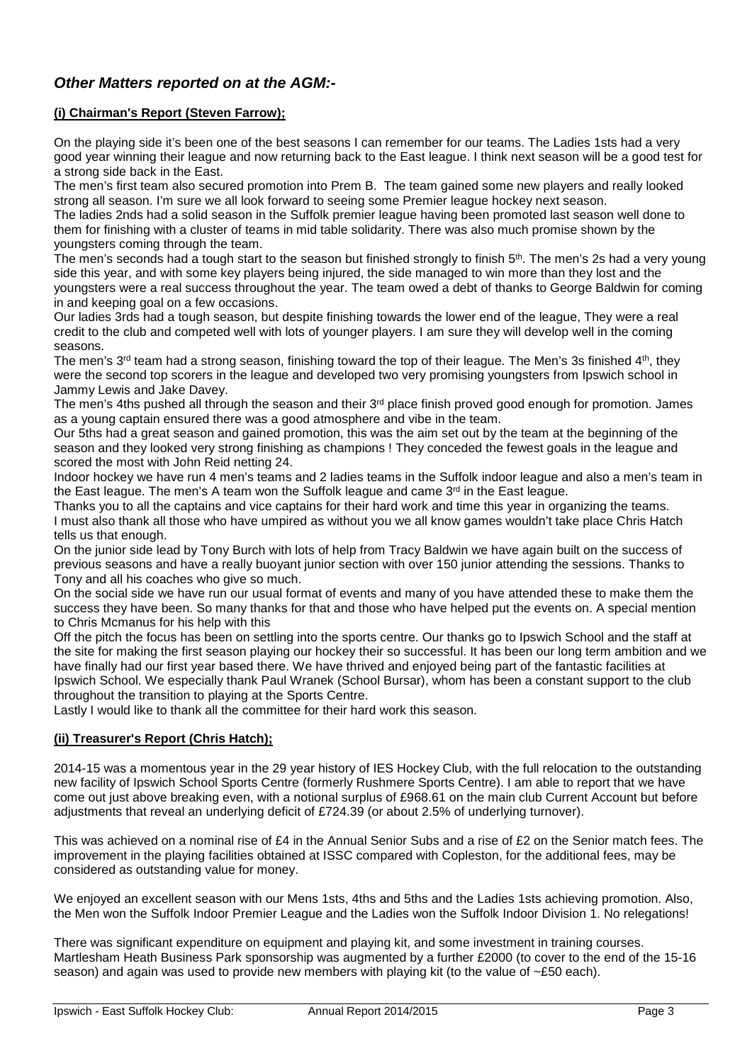## *Other Matters reported on at the AGM:-*

### **(i) Chairman's Report (Steven Farrow);**

On the playing side it's been one of the best seasons I can remember for our teams. The Ladies 1sts had a very good year winning their league and now returning back to the East league. I think next season will be a good test for a strong side back in the East.

The men's first team also secured promotion into Prem B. The team gained some new players and really looked strong all season. I'm sure we all look forward to seeing some Premier league hockey next season.

The ladies 2nds had a solid season in the Suffolk premier league having been promoted last season well done to them for finishing with a cluster of teams in mid table solidarity. There was also much promise shown by the youngsters coming through the team.

The men's seconds had a tough start to the season but finished strongly to finish 5th. The men's 2s had a very young side this year, and with some key players being injured, the side managed to win more than they lost and the youngsters were a real success throughout the year. The team owed a debt of thanks to George Baldwin for coming in and keeping goal on a few occasions.

Our ladies 3rds had a tough season, but despite finishing towards the lower end of the league, They were a real credit to the club and competed well with lots of younger players. I am sure they will develop well in the coming seasons.

The men's 3rd team had a strong season, finishing toward the top of their league. The Men's 3s finished 4th, they were the second top scorers in the league and developed two very promising youngsters from Ipswich school in Jammy Lewis and Jake Davey.

The men's 4ths pushed all through the season and their 3rd place finish proved good enough for promotion. James as a young captain ensured there was a good atmosphere and vibe in the team.

Our 5ths had a great season and gained promotion, this was the aim set out by the team at the beginning of the season and they looked very strong finishing as champions ! They conceded the fewest goals in the league and scored the most with John Reid netting 24.

Indoor hockey we have run 4 men's teams and 2 ladies teams in the Suffolk indoor league and also a men's team in the East league. The men's A team won the Suffolk league and came 3rd in the East league.

Thanks you to all the captains and vice captains for their hard work and time this year in organizing the teams.

I must also thank all those who have umpired as without you we all know games wouldn't take place Chris Hatch tells us that enough.

On the junior side lead by Tony Burch with lots of help from Tracy Baldwin we have again built on the success of previous seasons and have a really buoyant junior section with over 150 junior attending the sessions. Thanks to Tony and all his coaches who give so much.

On the social side we have run our usual format of events and many of you have attended these to make them the success they have been. So many thanks for that and those who have helped put the events on. A special mention to Chris Mcmanus for his help with this

Off the pitch the focus has been on settling into the sports centre. Our thanks go to Ipswich School and the staff at the site for making the first season playing our hockey their so successful. It has been our long term ambition and we have finally had our first year based there. We have thrived and enjoyed being part of the fantastic facilities at Ipswich School. We especially thank Paul Wranek (School Bursar), whom has been a constant support to the club throughout the transition to playing at the Sports Centre.

Lastly I would like to thank all the committee for their hard work this season.

### **(ii) Treasurer's Report (Chris Hatch);**

2014-15 was a momentous year in the 29 year history of IES Hockey Club, with the full relocation to the outstanding new facility of Ipswich School Sports Centre (formerly Rushmere Sports Centre). I am able to report that we have come out just above breaking even, with a notional surplus of £968.61 on the main club Current Account but before adjustments that reveal an underlying deficit of £724.39 (or about 2.5% of underlying turnover).

This was achieved on a nominal rise of £4 in the Annual Senior Subs and a rise of £2 on the Senior match fees. The improvement in the playing facilities obtained at ISSC compared with Copleston, for the additional fees, may be considered as outstanding value for money.

We enjoyed an excellent season with our Mens 1sts, 4ths and 5ths and the Ladies 1sts achieving promotion. Also, the Men won the Suffolk Indoor Premier League and the Ladies won the Suffolk Indoor Division 1. No relegations!

There was significant expenditure on equipment and playing kit, and some investment in training courses. Martlesham Heath Business Park sponsorship was augmented by a further £2000 (to cover to the end of the 15-16 season) and again was used to provide new members with playing kit (to the value of ~£50 each).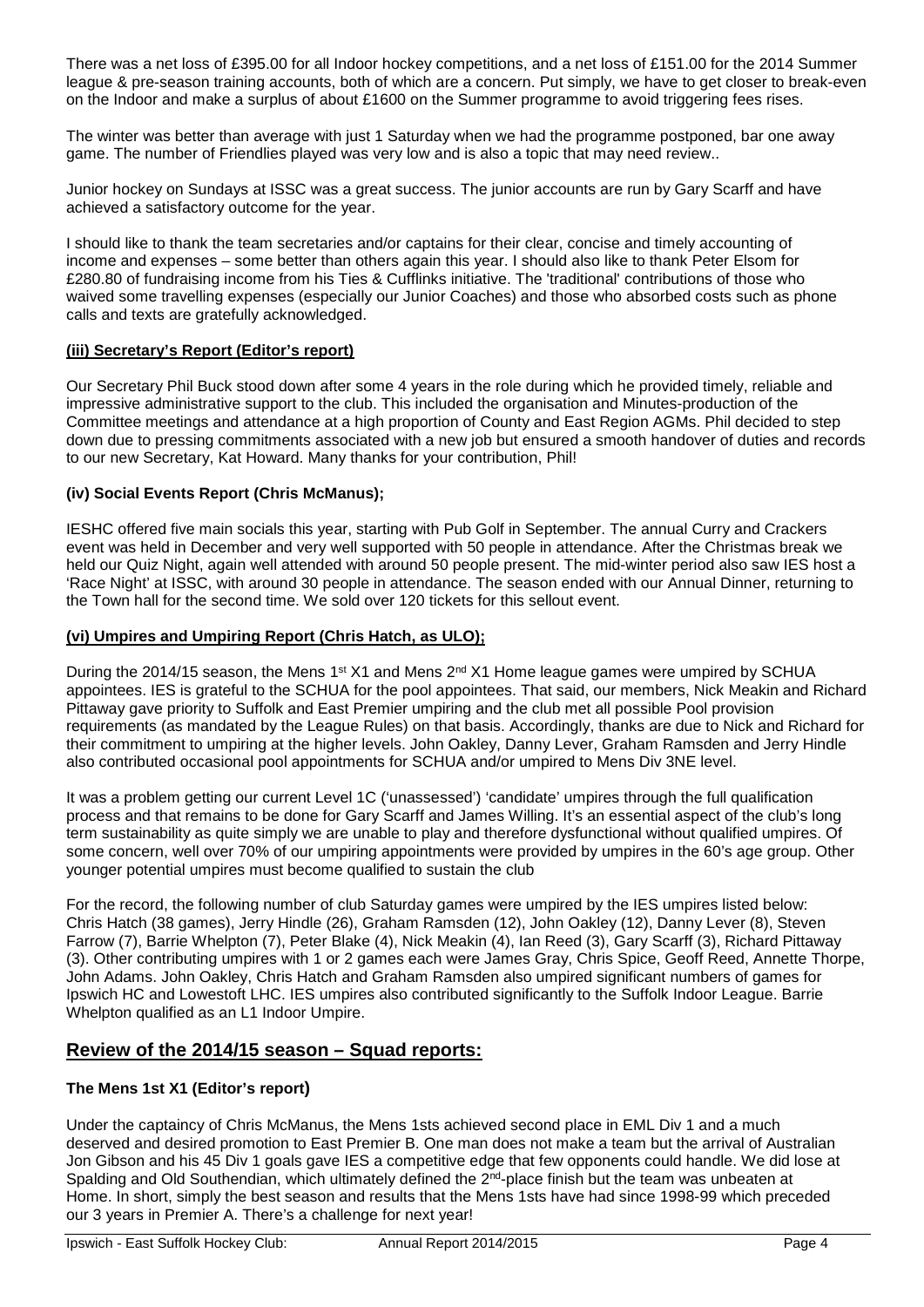There was a net loss of £395.00 for all Indoor hockey competitions, and a net loss of £151.00 for the 2014 Summer league & pre-season training accounts, both of which are a concern. Put simply, we have to get closer to break-even on the Indoor and make a surplus of about £1600 on the Summer programme to avoid triggering fees rises.

The winter was better than average with just 1 Saturday when we had the programme postponed, bar one away game. The number of Friendlies played was very low and is also a topic that may need review..

Junior hockey on Sundays at ISSC was a great success. The junior accounts are run by Gary Scarff and have achieved a satisfactory outcome for the year.

I should like to thank the team secretaries and/or captains for their clear, concise and timely accounting of income and expenses – some better than others again this year. I should also like to thank Peter Elsom for £280.80 of fundraising income from his Ties & Cufflinks initiative. The 'traditional' contributions of those who waived some travelling expenses (especially our Junior Coaches) and those who absorbed costs such as phone calls and texts are gratefully acknowledged.

### (iii) Secretary's Report (Editor's report)

Our Secretary Phil Buck stood down after some 4 years in the role during which he provided timely, reliable and impressive administrative support to the club. This included the organisation and Minutes-production of the Committee meetings and attendance at a high proportion of County and East Region AGMs. Phil decided to step down due to pressing commitments associated with a new job but ensured a smooth handover of duties and records to our new Secretary, Kat Howard. Many thanks for your contribution, Phil!

### (iv) Social Events Report (Chris McManus);

IESHC offered five main socials this year, starting with Pub Golf in September. The annual Curry and Crackers event was held in December and very well supported with 50 people in attendance. After the Christmas break we held our Quiz Night, again well attended with around 50 people present. The mid-winter period also saw IES host a 'Race Night' at ISSC, with around 30 people in attendance. The season ended with our Annual Dinner, returning to the Town hall for the second time. We sold over 120 tickets for this sellout event.

### (vi) Umpires and Umpiring Report (Chris Hatch, as ULO);

During the 2014/15 season, the Mens 1st X1 and Mens 2nd X1 Home league games were umpired by SCHUA appointees. IES is grateful to the SCHUA for the pool appointees. That said, our members, Nick Meakin and Richard Pittaway gave priority to Suffolk and East Premier umpiring and the club met all possible Pool provision requirements (as mandated by the League Rules) on that basis. Accordingly, thanks are due to Nick and Richard for their commitment to umpiring at the higher levels. John Oakley, Danny Lever, Graham Ramsden and Jerry Hindle also contributed occasional pool appointments for SCHUA and/or umpired to Mens Div 3NE level.

It was a problem getting our current Level 1C ('unassessed') 'candidate' umpires through the full qualification process and that remains to be done for Gary Scarff and James Willing. It's an essential aspect of the club's long term sustainability as quite simply we are unable to play and therefore dysfunctional without qualified umpires. Of some concern, well over 70% of our umpiring appointments were provided by umpires in the 60's age group. Other younger potential umpires must become qualified to sustain the club

For the record, the following number of club Saturday games were umpired by the IES umpires listed below: Chris Hatch (38 games), Jerry Hindle (26), Graham Ramsden (12), John Oakley (12), Danny Lever (8), Steven Farrow (7), Barrie Whelpton (7), Peter Blake (4), Nick Meakin (4), Ian Reed (3), Gary Scarff (3), Richard Pittaway (3). Other contributing umpires with 1 or 2 games each were James Gray, Chris Spice, Geoff Reed, Annette Thorpe, John Adams. John Oakley, Chris Hatch and Graham Ramsden also umpired significant numbers of games for Ipswich HC and Lowestoft LHC. IES umpires also contributed significantly to the Suffolk Indoor League. Barrie Whelpton qualified as an L1 Indoor Umpire.

## Review of the 2014/15 season – Squad reports:

### The Mens 1st X1 (Editor's report)

Under the captaincy of Chris McManus, the Mens 1sts achieved second place in EML Div 1 and a much deserved and desired promotion to East Premier B. One man does not make a team but the arrival of Australian Jon Gibson and his 45 Div 1 goals gave IES a competitive edge that few opponents could handle. We did lose at Spalding and Old Southendian, which ultimately defined the 2nd-place finish but the team was unbeaten at Home. In short, simply the best season and results that the Mens 1sts have had since 1998-99 which preceded our 3 years in Premier A. There's a challenge for next year!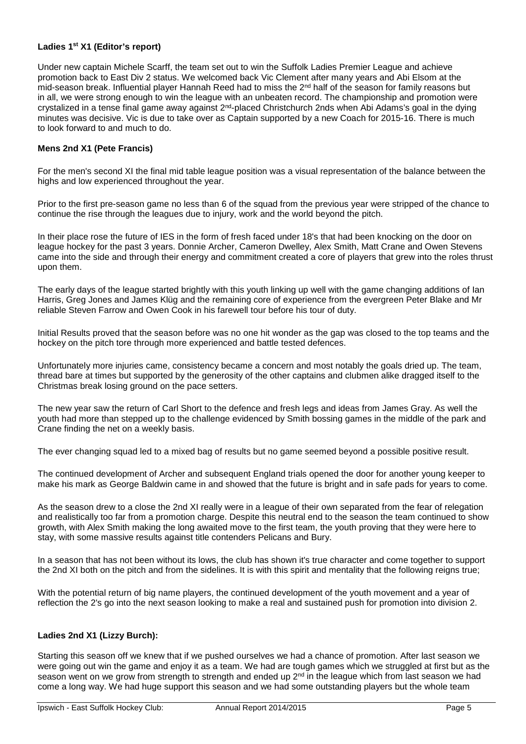**Ladies 1st X1 (Editor's report)**

Under new captain Michele Scarff, the team set out to win the Suffolk Ladies Premier League and achieve promotion back to East Div 2 status. We welcomed back Vic Clement after many years and Abi Elsom at the mid-season break. Influential player Hannah Reed had to miss the 2nd half of the season for family reasons but in all, we were strong enough to win the league with an unbeaten record. The championship and promotion were crystalized in a tense final game away against 2nd-placed Christchurch 2nds when Abi Adams's goal in the dying minutes was decisive. Vic is due to take over as Captain supported by a new Coach for 2015-16. There is much to look forward to and much to do.

**Mens 2nd X1 (Pete Francis)**

For the men's second XI the final mid table league position was a visual representation of the balance between the highs and low experienced throughout the year.

Prior to the first pre-season game no less than 6 of the squad from the previous year were stripped of the chance to continue the rise through the leagues due to injury, work and the world beyond the pitch.

In their place rose the future of IES in the form of fresh faced under 18's that had been knocking on the door on league hockey for the past 3 years. Donnie Archer, Cameron Dwelley, Alex Smith, Matt Crane and Owen Stevens came into the side and through their energy and commitment created a core of players that grew into the roles thrust upon them.

The early days of the league started brightly with this youth linking up well with the game changing additions of Ian Harris, Greg Jones and James Klüg and the remaining core of experience from the evergreen Peter Blake and Mr reliable Steven Farrow and Owen Cook in his farewell tour before his tour of duty.

Initial Results proved that the season before was no one hit wonder as the gap was closed to the top teams and the hockey on the pitch tore through more experienced and battle tested defences.

Unfortunately more injuries came, consistency became a concern and most notably the goals dried up. The team, thread bare at times but supported by the generosity of the other captains and clubmen alike dragged itself to the Christmas break losing ground on the pace setters.

The new year saw the return of Carl Short to the defence and fresh legs and ideas from James Gray. As well the youth had more than stepped up to the challenge evidenced by Smith bossing games in the middle of the park and Crane finding the net on a weekly basis.

The ever changing squad led to a mixed bag of results but no game seemed beyond a possible positive result.

The continued development of Archer and subsequent England trials opened the door for another young keeper to make his mark as George Baldwin came in and showed that the future is bright and in safe pads for years to come.

As the season drew to a close the 2nd XI really were in a league of their own separated from the fear of relegation and realistically too far from a promotion charge. Despite this neutral end to the season the team continued to show growth, with Alex Smith making the long awaited move to the first team, the youth proving that they were here to stay, with some massive results against title contenders Pelicans and Bury.

In a season that has not been without its lows, the club has shown it's true character and come together to support the 2nd XI both on the pitch and from the sidelines. It is with this spirit and mentality that the following reigns true;

With the potential return of big name players, the continued development of the youth movement and a year of reflection the 2's go into the next season looking to make a real and sustained push for promotion into division 2.

**Ladies 2nd X1 (Lizzy Burch):**

Starting this season off we knew that if we pushed ourselves we had a chance of promotion. After last season we were going out win the game and enjoy it as a team. We had are tough games which we struggled at first but as the season went on we grow from strength to strength and ended up 2nd in the league which from last season we had come a long way. We had huge support this season and we had some outstanding players but the whole team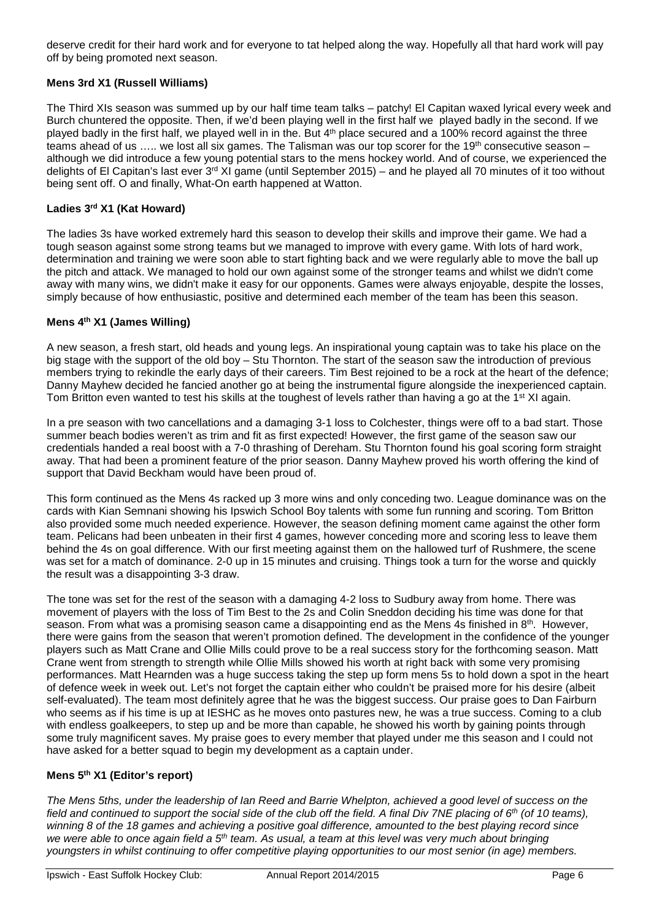deserve credit for their hard work and for everyone to tat helped along the way. Hopefully all that hard work will pay off by being promoted next season.

**Mens 3rd X1 (Russell Williams)**

The Third XIs season was summed up by our half time team talks – patchy! El Capitan waxed lyrical every week and Burch chuntered the opposite. Then, if we'd been playing well in the first half we played badly in the second. If we played badly in the first half, we played well in in the. But 4th place secured and a 100% record against the three teams ahead of us ….. we lost all six games. The Talisman was our top scorer for the 19th consecutive season – although we did introduce a few young potential stars to the mens hockey world. And of course, we experienced the delights of El Capitan's last ever 3rd XI game (until September 2015) – and he played all 70 minutes of it too without being sent off. O and finally, What-On earth happened at Watton.

**Ladies 3rd X1 (Kat Howard)**

The ladies 3s have worked extremely hard this season to develop their skills and improve their game. We had a tough season against some strong teams but we managed to improve with every game. With lots of hard work, determination and training we were soon able to start fighting back and we were regularly able to move the ball up the pitch and attack. We managed to hold our own against some of the stronger teams and whilst we didn't come away with many wins, we didn't make it easy for our opponents. Games were always enjoyable, despite the losses, simply because of how enthusiastic, positive and determined each member of the team has been this season.

**Mens 4th X1 (James Willing)**

A new season, a fresh start, old heads and young legs. An inspirational young captain was to take his place on the big stage with the support of the old boy – Stu Thornton. The start of the season saw the introduction of previous members trying to rekindle the early days of their careers. Tim Best rejoined to be a rock at the heart of the defence; Danny Mayhew decided he fancied another go at being the instrumental figure alongside the inexperienced captain. Tom Britton even wanted to test his skills at the toughest of levels rather than having a go at the 1st XI again.

In a pre season with two cancellations and a damaging 3-1 loss to Colchester, things were off to a bad start. Those summer beach bodies weren't as trim and fit as first expected! However, the first game of the season saw our credentials handed a real boost with a 7-0 thrashing of Dereham. Stu Thornton found his goal scoring form straight away. That had been a prominent feature of the prior season. Danny Mayhew proved his worth offering the kind of support that David Beckham would have been proud of.

This form continued as the Mens 4s racked up 3 more wins and only conceding two. League dominance was on the cards with Kian Semnani showing his Ipswich School Boy talents with some fun running and scoring. Tom Britton also provided some much needed experience. However, the season defining moment came against the other form team. Pelicans had been unbeaten in their first 4 games, however conceding more and scoring less to leave them behind the 4s on goal difference. With our first meeting against them on the hallowed turf of Rushmere, the scene was set for a match of dominance. 2-0 up in 15 minutes and cruising. Things took a turn for the worse and quickly the result was a disappointing 3-3 draw.

The tone was set for the rest of the season with a damaging 4-2 loss to Sudbury away from home. There was movement of players with the loss of Tim Best to the 2s and Colin Sneddon deciding his time was done for that season. From what was a promising season came a disappointing end as the Mens 4s finished in 8th. However, there were gains from the season that weren't promotion defined. The development in the confidence of the younger players such as Matt Crane and Ollie Mills could prove to be a real success story for the forthcoming season. Matt Crane went from strength to strength while Ollie Mills showed his worth at right back with some very promising performances. Matt Hearnden was a huge success taking the step up form mens 5s to hold down a spot in the heart of defence week in week out. Let's not forget the captain either who couldn't be praised more for his desire (albeit self-evaluated). The team most definitely agree that he was the biggest success. Our praise goes to Dan Fairburn who seems as if his time is up at IESHC as he moves onto pastures new, he was a true success. Coming to a club with endless goalkeepers, to step up and be more than capable, he showed his worth by gaining points through some truly magnificent saves. My praise goes to every member that played under me this season and I could not have asked for a better squad to begin my development as a captain under.

**Mens 5th X1 (Editor's report)**

*The Mens 5ths, under the leadership of Ian Reed and Barrie Whelpton, achieved a good level of success on the field and continued to support the social side of the club off the field. A final Div 7NE placing of 6th (of 10 teams), winning 8 of the 18 games and achieving a positive goal difference, amounted to the best playing record since we were able to once again field a 5th team. As usual, a team at this level was very much about bringing youngsters in whilst continuing to offer competitive playing opportunities to our most senior (in age) members.*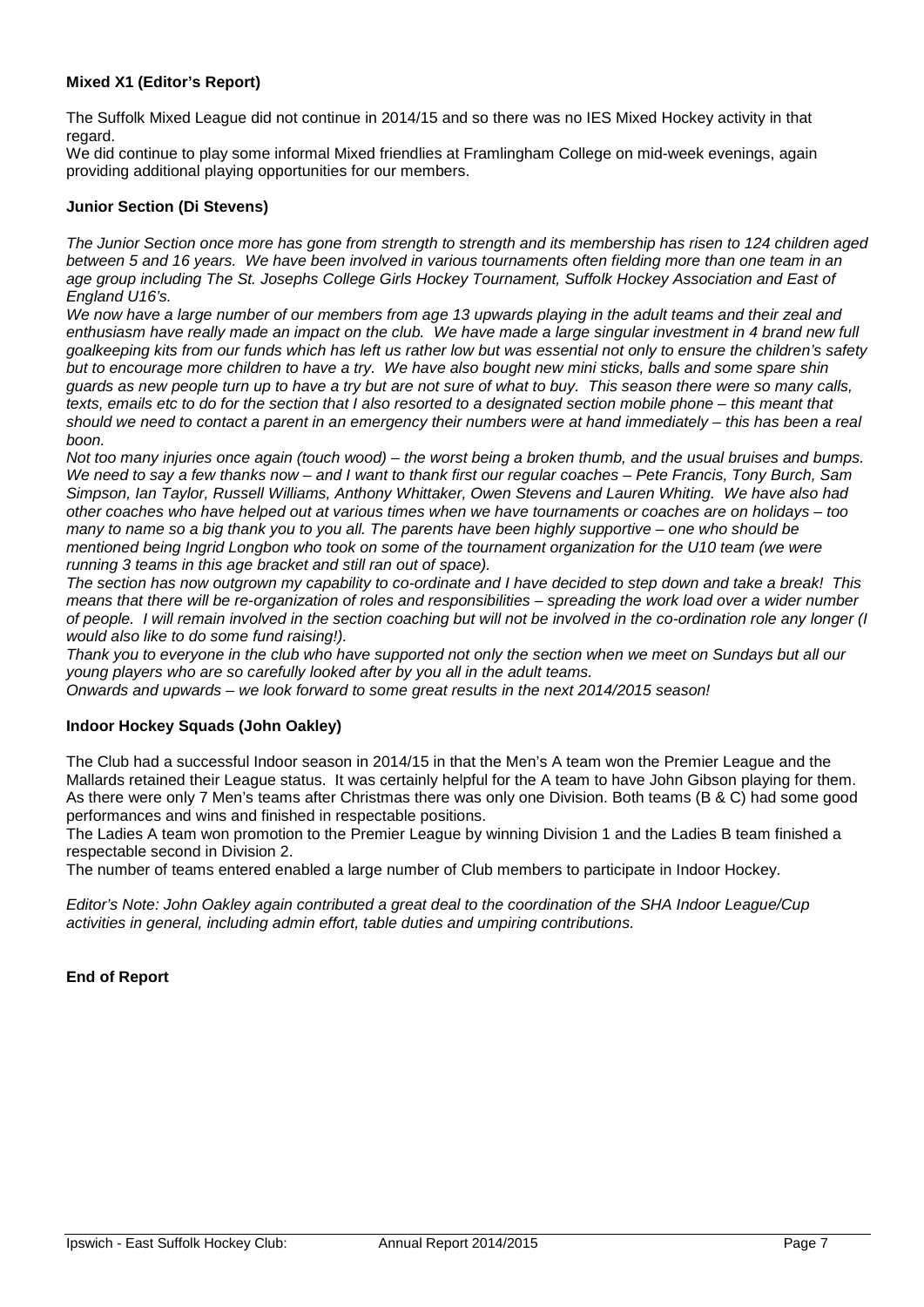**Mixed X1 (Editor's Report)**

The Suffolk Mixed League did not continue in 2014/15 and so there was no IES Mixed Hockey activity in that regard.
We did continue to play some informal Mixed friendlies at Framlingham College on mid-week evenings, again providing additional playing opportunities for our members.

**Junior Section (Di Stevens)**

*The Junior Section once more has gone from strength to strength and its membership has risen to 124 children aged between 5 and 16 years. We have been involved in various tournaments often fielding more than one team in an age group including The St. Josephs College Girls Hockey Tournament, Suffolk Hockey Association and East of England U16's.*
*We now have a large number of our members from age 13 upwards playing in the adult teams and their zeal and enthusiasm have really made an impact on the club. We have made a large singular investment in 4 brand new full goalkeeping kits from our funds which has left us rather low but was essential not only to ensure the children's safety but to encourage more children to have a try. We have also bought new mini sticks, balls and some spare shin guards as new people turn up to have a try but are not sure of what to buy. This season there were so many calls, texts, emails etc to do for the section that I also resorted to a designated section mobile phone – this meant that should we need to contact a parent in an emergency their numbers were at hand immediately – this has been a real boon.*
*Not too many injuries once again (touch wood) – the worst being a broken thumb, and the usual bruises and bumps. We need to say a few thanks now – and I want to thank first our regular coaches – Pete Francis, Tony Burch, Sam Simpson, Ian Taylor, Russell Williams, Anthony Whittaker, Owen Stevens and Lauren Whiting. We have also had other coaches who have helped out at various times when we have tournaments or coaches are on holidays – too many to name so a big thank you to you all. The parents have been highly supportive – one who should be mentioned being Ingrid Longbon who took on some of the tournament organization for the U10 team (we were running 3 teams in this age bracket and still ran out of space).*
*The section has now outgrown my capability to co-ordinate and I have decided to step down and take a break! This means that there will be re-organization of roles and responsibilities – spreading the work load over a wider number of people. I will remain involved in the section coaching but will not be involved in the co-ordination role any longer (I would also like to do some fund raising!).*
*Thank you to everyone in the club who have supported not only the section when we meet on Sundays but all our young players who are so carefully looked after by you all in the adult teams.*
*Onwards and upwards – we look forward to some great results in the next 2014/2015 season!*

**Indoor Hockey Squads (John Oakley)**

The Club had a successful Indoor season in 2014/15 in that the Men's A team won the Premier League and the Mallards retained their League status. It was certainly helpful for the A team to have John Gibson playing for them. As there were only 7 Men's teams after Christmas there was only one Division. Both teams (B & C) had some good performances and wins and finished in respectable positions.
The Ladies A team won promotion to the Premier League by winning Division 1 and the Ladies B team finished a respectable second in Division 2.
The number of teams entered enabled a large number of Club members to participate in Indoor Hockey.

*Editor's Note: John Oakley again contributed a great deal to the coordination of the SHA Indoor League/Cup activities in general, including admin effort, table duties and umpiring contributions.*

**End of Report**